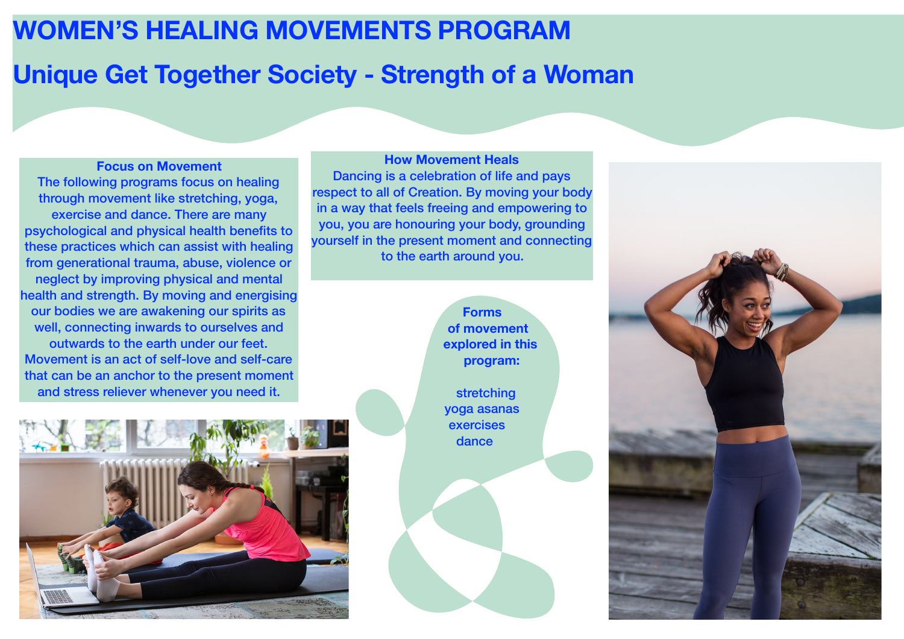# WOMEN’S HEALING MOVEMENTS PROGRAM

## Unique Get Together Society - Strength of a Woman

### Focus on Movement

The following programs focus on healing through movement like stretching, yoga, exercise and dance. There are many psychological and physical health benefits to these practices which can assist with healing from generational trauma, abuse, violence or neglect by improving physical and mental health and strength. By moving and energising our bodies we are awakening our spirits as well, connecting inwards to ourselves and outwards to the earth under our feet. Movement is an act of self-love and self-care that can be an anchor to the present moment and stress reliever whenever you need it.

### How Movement Heals

Dancing is a celebration of life and pays respect to all of Creation. By moving your body in a way that feels freeing and empowering to you, you are honouring your body, grounding yourself in the present moment and connecting to the earth around you.

### Forms of movement explored in this program:

- stretching
- yoga asanas
- exercises
- dance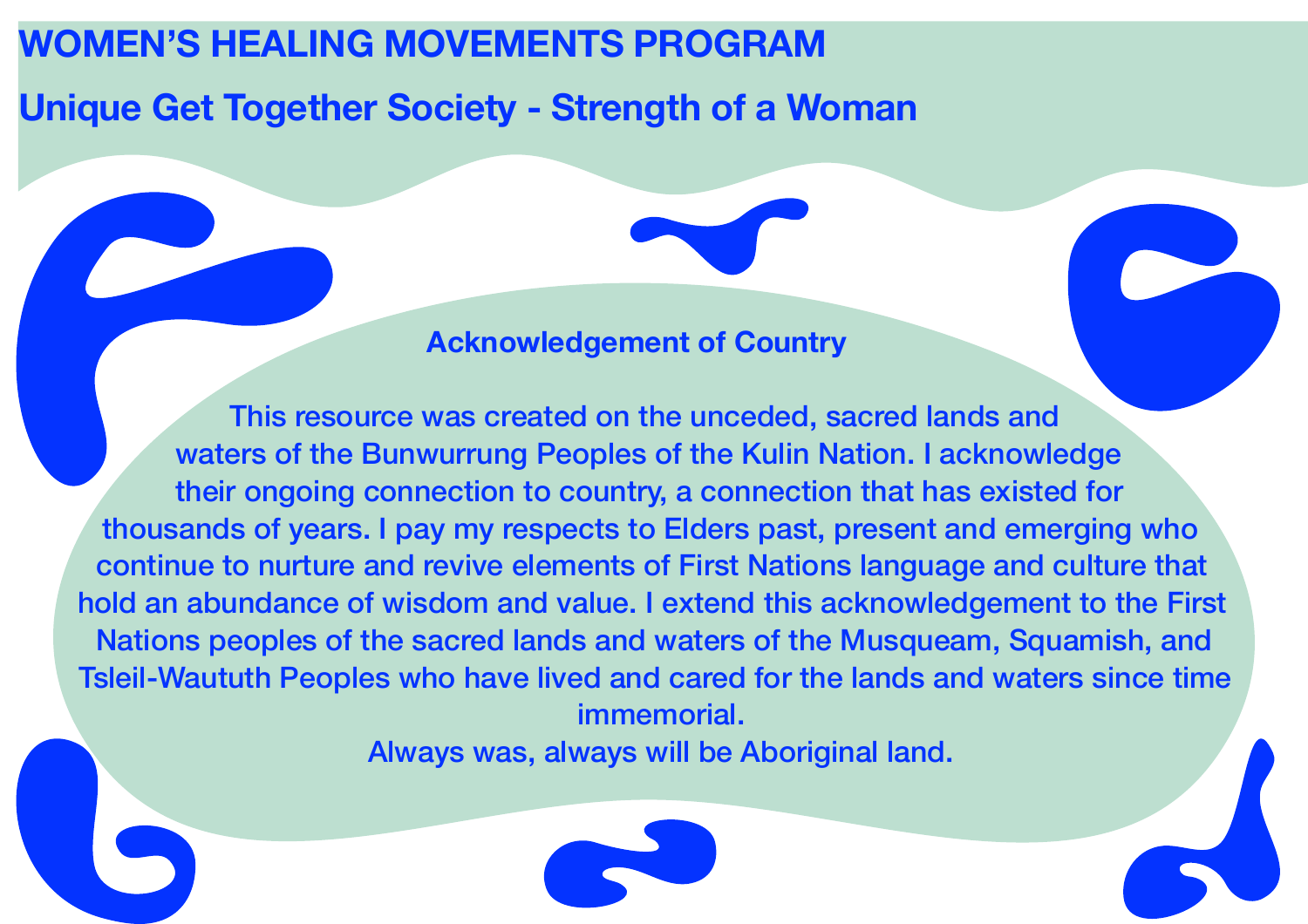# WOMEN'S HEALING MOVEMENTS PROGRAM

## Unique Get Together Society - Strength of a Woman

### Acknowledgement of Country

This resource was created on the unceded, sacred lands and waters of the Bunwurrung Peoples of the Kulin Nation. I acknowledge their ongoing connection to country, a connection that has existed for thousands of years. I pay my respects to Elders past, present and emerging who continue to nurture and revive elements of First Nations language and culture that hold an abundance of wisdom and value. I extend this acknowledgement to the First Nations peoples of the sacred lands and waters of the Musqueam, Squamish, and Tsleil-Waututh Peoples who have lived and cared for the lands and waters since time immemorial.

Always was, always will be Aboriginal land.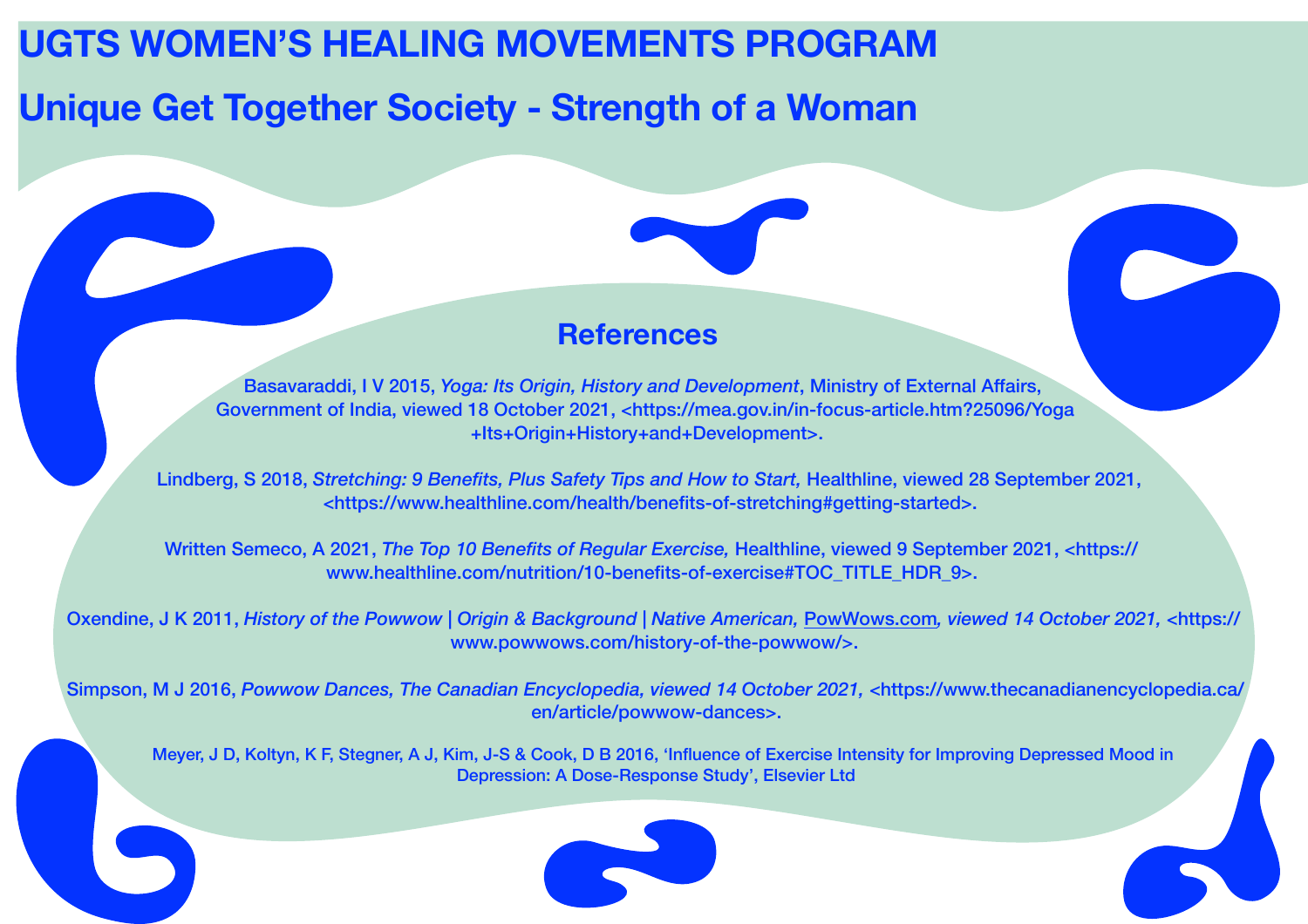# UGTS WOMEN'S HEALING MOVEMENTS PROGRAM

## Unique Get Together Society - Strength of a Woman

### References

Basavaraddi, I V 2015, *Yoga: Its Origin, History and Development*, Ministry of External Affairs, Government of India, viewed 18 October 2021, <https://mea.gov.in/in-focus-article.htm?25096/Yoga+Its+Origin+History+and+Development>.

Lindberg, S 2018, *Stretching: 9 Benefits, Plus Safety Tips and How to Start,* Healthline, viewed 28 September 2021, <https://www.healthline.com/health/benefits-of-stretching#getting-started>.

Written Semeco, A 2021, *The Top 10 Benefits of Regular Exercise,* Healthline, viewed 9 September 2021, <https://www.healthline.com/nutrition/10-benefits-of-exercise#TOC_TITLE_HDR_9>.

Oxendine, J K 2011, *History of the Powwow | Origin & Background | Native American,* PowWows.com*, viewed 14 October 2021,* <https://www.powwows.com/history-of-the-powwow/>.

Simpson, M J 2016, *Powwow Dances, The Canadian Encyclopedia, viewed 14 October 2021,* <https://www.thecanadianencyclopedia.ca/en/article/powwow-dances>.

Meyer, J D, Koltyn, K F, Stegner, A J, Kim, J-S & Cook, D B 2016, 'Influence of Exercise Intensity for Improving Depressed Mood in Depression: A Dose-Response Study', Elsevier Ltd